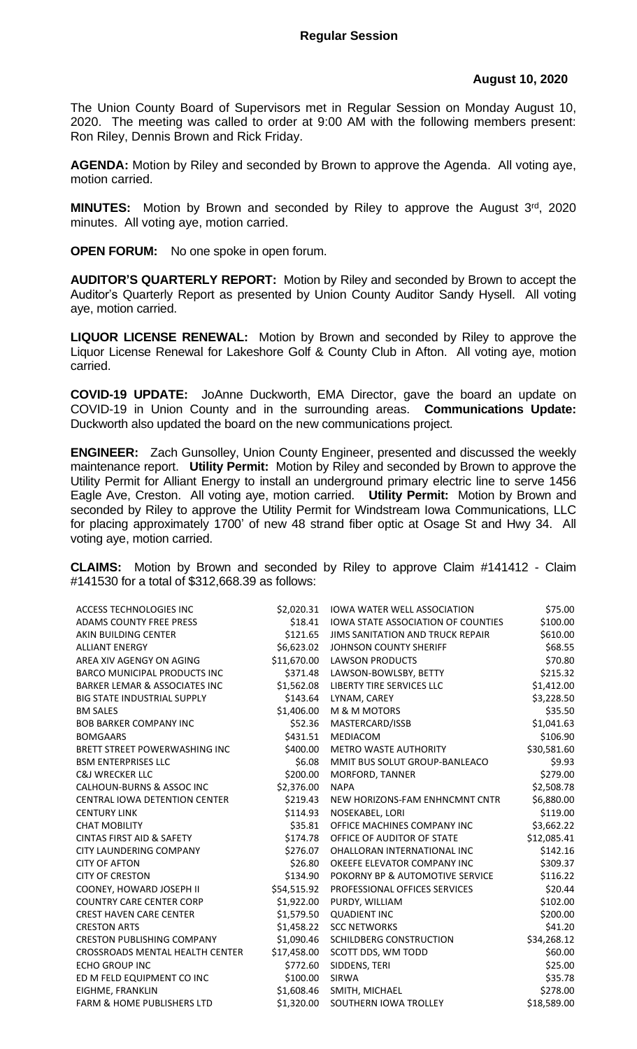## Regular Session

**August 10, 2020**

The Union County Board of Supervisors met in Regular Session on Monday August 10, 2020. The meeting was called to order at 9:00 AM with the following members present: Ron Riley, Dennis Brown and Rick Friday.

**AGENDA:** Motion by Riley and seconded by Brown to approve the Agenda. All voting aye, motion carried.

**MINUTES:** Motion by Brown and seconded by Riley to approve the August 3rd, 2020 minutes. All voting aye, motion carried.

**OPEN FORUM:** No one spoke in open forum.

**AUDITOR'S QUARTERLY REPORT:** Motion by Riley and seconded by Brown to accept the Auditor's Quarterly Report as presented by Union County Auditor Sandy Hysell. All voting aye, motion carried.

**LIQUOR LICENSE RENEWAL:** Motion by Brown and seconded by Riley to approve the Liquor License Renewal for Lakeshore Golf & County Club in Afton. All voting aye, motion carried.

**COVID-19 UPDATE:** JoAnne Duckworth, EMA Director, gave the board an update on COVID-19 in Union County and in the surrounding areas. **Communications Update:** Duckworth also updated the board on the new communications project.

**ENGINEER:** Zach Gunsolley, Union County Engineer, presented and discussed the weekly maintenance report. **Utility Permit:** Motion by Riley and seconded by Brown to approve the Utility Permit for Alliant Energy to install an underground primary electric line to serve 1456 Eagle Ave, Creston. All voting aye, motion carried. **Utility Permit:** Motion by Brown and seconded by Riley to approve the Utility Permit for Windstream Iowa Communications, LLC for placing approximately 1700' of new 48 strand fiber optic at Osage St and Hwy 34. All voting aye, motion carried.

**CLAIMS:** Motion by Brown and seconded by Riley to approve Claim #141412 - Claim #141530 for a total of $312,668.39 as follows:

| | | | |
|---|---|---|---|
| ACCESS TECHNOLOGIES INC | $2,020.31 | IOWA WATER WELL ASSOCIATION | $75.00 |
| ADAMS COUNTY FREE PRESS | $18.41 | IOWA STATE ASSOCIATION OF COUNTIES | $100.00 |
| AKIN BUILDING CENTER | $121.65 | JIMS SANITATION AND TRUCK REPAIR | $610.00 |
| ALLIANT ENERGY | $6,623.02 | JOHNSON COUNTY SHERIFF | $68.55 |
| AREA XIV AGENGY ON AGING | $11,670.00 | LAWSON PRODUCTS | $70.80 |
| BARCO MUNICIPAL PRODUCTS INC | $371.48 | LAWSON-BOWLSBY, BETTY | $215.32 |
| BARKER LEMAR & ASSOCIATES INC | $1,562.08 | LIBERTY TIRE SERVICES LLC | $1,412.00 |
| BIG STATE INDUSTRIAL SUPPLY | $143.64 | LYNAM, CAREY | $3,228.50 |
| BM SALES | $1,406.00 | M & M MOTORS | $35.50 |
| BOB BARKER COMPANY INC | $52.36 | MASTERCARD/ISSB | $1,041.63 |
| BOMGAARS | $431.51 | MEDIACOM | $106.90 |
| BRETT STREET POWERWASHING INC | $400.00 | METRO WASTE AUTHORITY | $30,581.60 |
| BSM ENTERPRISES LLC | $6.08 | MMIT BUS SOLUT GROUP-BANLEACO | $9.93 |
| C&J WRECKER LLC | $200.00 | MORFORD, TANNER | $279.00 |
| CALHOUN-BURNS & ASSOC INC | $2,376.00 | NAPA | $2,508.78 |
| CENTRAL IOWA DETENTION CENTER | $219.43 | NEW HORIZONS-FAM ENHNCMNT CNTR | $6,880.00 |
| CENTURY LINK | $114.93 | NOSEKABEL, LORI | $119.00 |
| CHAT MOBILITY | $35.81 | OFFICE MACHINES COMPANY INC | $3,662.22 |
| CINTAS FIRST AID & SAFETY | $174.78 | OFFICE OF AUDITOR OF STATE | $12,085.41 |
| CITY LAUNDERING COMPANY | $276.07 | OHALLORAN INTERNATIONAL INC | $142.16 |
| CITY OF AFTON | $26.80 | OKEEFE ELEVATOR COMPANY INC | $309.37 |
| CITY OF CRESTON | $134.90 | POKORNY BP & AUTOMOTIVE SERVICE | $116.22 |
| COONEY, HOWARD JOSEPH II | $54,515.92 | PROFESSIONAL OFFICES SERVICES | $20.44 |
| COUNTRY CARE CENTER CORP | $1,922.00 | PURDY, WILLIAM | $102.00 |
| CREST HAVEN CARE CENTER | $1,579.50 | QUADIENT INC | $200.00 |
| CRESTON ARTS | $1,458.22 | SCC NETWORKS | $41.20 |
| CRESTON PUBLISHING COMPANY | $1,090.46 | SCHILDBERG CONSTRUCTION | $34,268.12 |
| CROSSROADS MENTAL HEALTH CENTER | $17,458.00 | SCOTT DDS, WM TODD | $60.00 |
| ECHO GROUP INC | $772.60 | SIDDENS, TERI | $25.00 |
| ED M FELD EQUIPMENT CO INC | $100.00 | SIRWA | $35.78 |
| EIGHME, FRANKLIN | $1,608.46 | SMITH, MICHAEL | $278.00 |
| FARM & HOME PUBLISHERS LTD | $1,320.00 | SOUTHERN IOWA TROLLEY | $18,589.00 |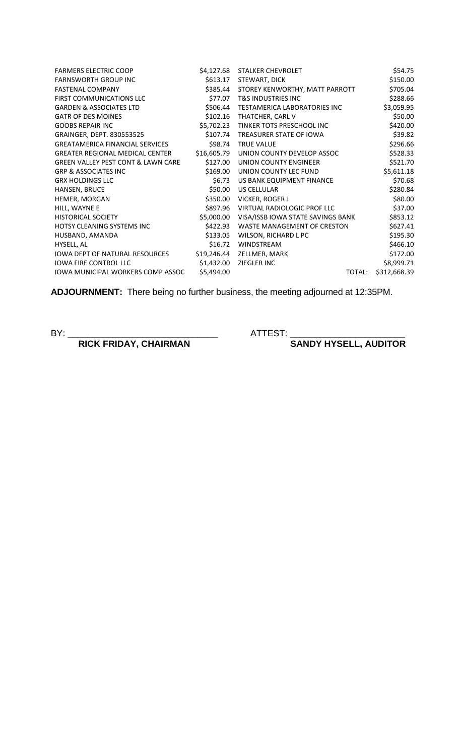| | | | |
|---|---|---|---|
| FARMERS ELECTRIC COOP | $4,127.68 | STALKER CHEVROLET | $54.75 |
| FARNSWORTH GROUP INC | $613.17 | STEWART, DICK | $150.00 |
| FASTENAL COMPANY | $385.44 | STOREY KENWORTHY, MATT PARROTT | $705.04 |
| FIRST COMMUNICATIONS LLC | $77.07 | T&S INDUSTRIES INC | $288.66 |
| GARDEN & ASSOCIATES LTD | $506.44 | TESTAMERICA LABORATORIES INC | $3,059.95 |
| GATR OF DES MOINES | $102.16 | THATCHER, CARL V | $50.00 |
| GOOBS REPAIR INC | $5,702.23 | TINKER TOTS PRESCHOOL INC | $420.00 |
| GRAINGER, DEPT. 830553525 | $107.74 | TREASURER STATE OF IOWA | $39.82 |
| GREATAMERICA FINANCIAL SERVICES | $98.74 | TRUE VALUE | $296.66 |
| GREATER REGIONAL MEDICAL CENTER | $16,605.79 | UNION COUNTY DEVELOP ASSOC | $528.33 |
| GREEN VALLEY PEST CONT & LAWN CARE | $127.00 | UNION COUNTY ENGINEER | $521.70 |
| GRP & ASSOCIATES INC | $169.00 | UNION COUNTY LEC FUND | $5,611.18 |
| GRX HOLDINGS LLC | $6.73 | US BANK EQUIPMENT FINANCE | $70.68 |
| HANSEN, BRUCE | $50.00 | US CELLULAR | $280.84 |
| HEMER, MORGAN | $350.00 | VICKER, ROGER J | $80.00 |
| HILL, WAYNE E | $897.96 | VIRTUAL RADIOLOGIC PROF LLC | $37.00 |
| HISTORICAL SOCIETY | $5,000.00 | VISA/ISSB IOWA STATE SAVINGS BANK | $853.12 |
| HOTSY CLEANING SYSTEMS INC | $422.93 | WASTE MANAGEMENT OF CRESTON | $627.41 |
| HUSBAND, AMANDA | $133.05 | WILSON, RICHARD L PC | $195.30 |
| HYSELL, AL | $16.72 | WINDSTREAM | $466.10 |
| IOWA DEPT OF NATURAL RESOURCES | $19,246.44 | ZELLMER, MARK | $172.00 |
| IOWA FIRE CONTROL LLC | $1,432.00 | ZIEGLER INC | $8,999.71 |
| IOWA MUNICIPAL WORKERS COMP ASSOC | $5,494.00 | TOTAL: | $312,668.39 |

**ADJOURNMENT:** There being no further business, the meeting adjourned at 12:35PM.

BY: ______________________________ ATTEST: ______________________

**RICK FRIDAY, CHAIRMAN** **SANDY HYSELL, AUDITOR**